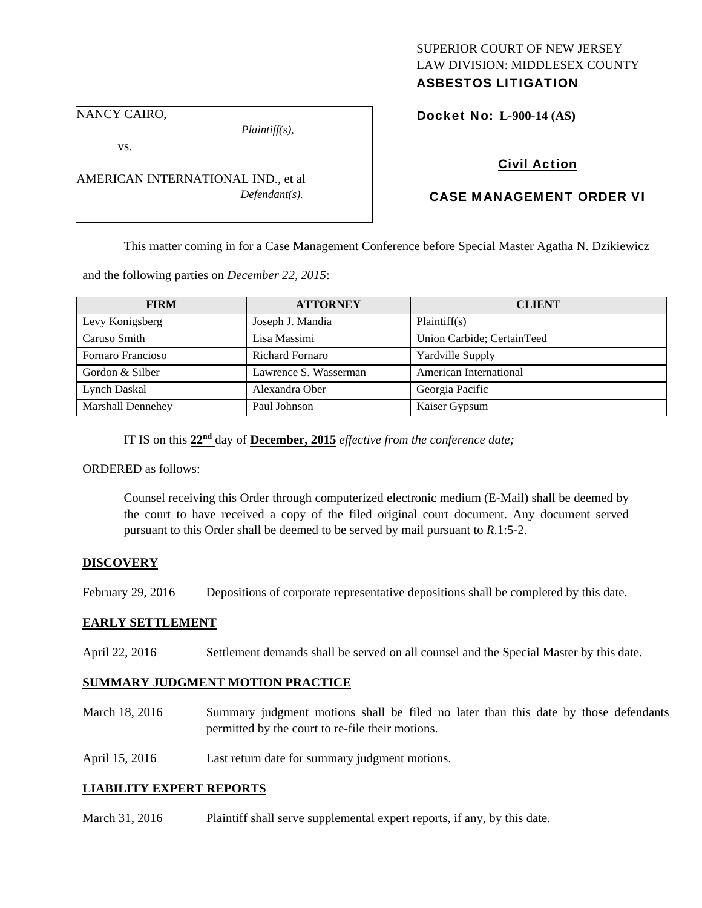SUPERIOR COURT OF NEW JERSEY
LAW DIVISION: MIDDLESEX COUNTY
**ASBESTOS LITIGATION**

NANCY CAIRO,
*Plaintiff(s),*

vs.

AMERICAN INTERNATIONAL IND., et al
*Defendant(s).*

**Docket No: L-900-14 (AS)**

**Civil Action**

**CASE MANAGEMENT ORDER VI**

This matter coming in for a Case Management Conference before Special Master Agatha N. Dzikiewicz and the following parties on *December 22, 2015*:

| FIRM | ATTORNEY | CLIENT |
|---|---|---|
| Levy Konigsberg | Joseph J. Mandia | Plaintiff(s) |
| Caruso Smith | Lisa Massimi | Union Carbide; CertainTeed |
| Fornaro Francioso | Richard Fornaro | Yardville Supply |
| Gordon & Silber | Lawrence S. Wasserman | American International |
| Lynch Daskal | Alexandra Ober | Georgia Pacific |
| Marshall Dennehey | Paul Johnson | Kaiser Gypsum |

IT IS on this **22nd** day of **December, 2015** *effective from the conference date;*

ORDERED as follows:

Counsel receiving this Order through computerized electronic medium (E-Mail) shall be deemed by the court to have received a copy of the filed original court document. Any document served pursuant to this Order shall be deemed to be served by mail pursuant to *R*.1:5-2.

**DISCOVERY**

February 29, 2016 Depositions of corporate representative depositions shall be completed by this date.

**EARLY SETTLEMENT**

April 22, 2016 Settlement demands shall be served on all counsel and the Special Master by this date.

**SUMMARY JUDGMENT MOTION PRACTICE**

March 18, 2016 Summary judgment motions shall be filed no later than this date by those defendants permitted by the court to re-file their motions.

April 15, 2016 Last return date for summary judgment motions.

**LIABILITY EXPERT REPORTS**

March 31, 2016 Plaintiff shall serve supplemental expert reports, if any, by this date.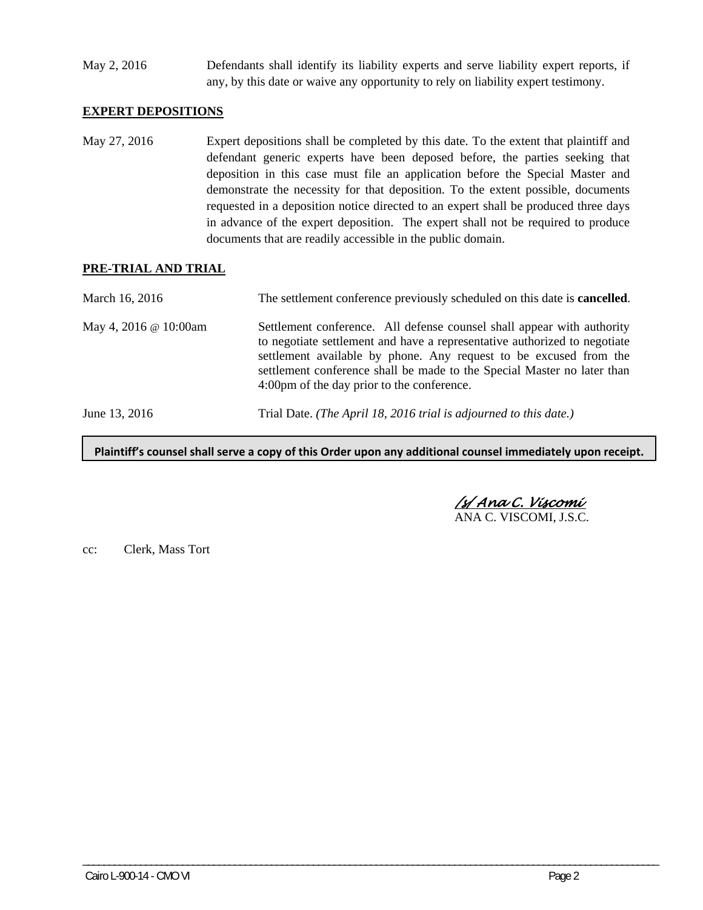May 2, 2016 Defendants shall identify its liability experts and serve liability expert reports, if any, by this date or waive any opportunity to rely on liability expert testimony.

**EXPERT DEPOSITIONS**

May 27, 2016 Expert depositions shall be completed by this date. To the extent that plaintiff and defendant generic experts have been deposed before, the parties seeking that deposition in this case must file an application before the Special Master and demonstrate the necessity for that deposition. To the extent possible, documents requested in a deposition notice directed to an expert shall be produced three days in advance of the expert deposition. The expert shall not be required to produce documents that are readily accessible in the public domain.

**PRE-TRIAL AND TRIAL**

March 16, 2016 The settlement conference previously scheduled on this date is **cancelled**.

May 4, 2016 @ 10:00am Settlement conference. All defense counsel shall appear with authority to negotiate settlement and have a representative authorized to negotiate settlement available by phone. Any request to be excused from the settlement conference shall be made to the Special Master no later than 4:00pm of the day prior to the conference.

June 13, 2016 Trial Date. *(The April 18, 2016 trial is adjourned to this date.)*

**Plaintiff's counsel shall serve a copy of this Order upon any additional counsel immediately upon receipt.**

*/s/ Ana C. Viscomi*
ANA C. VISCOMI, J.S.C.

cc: Clerk, Mass Tort